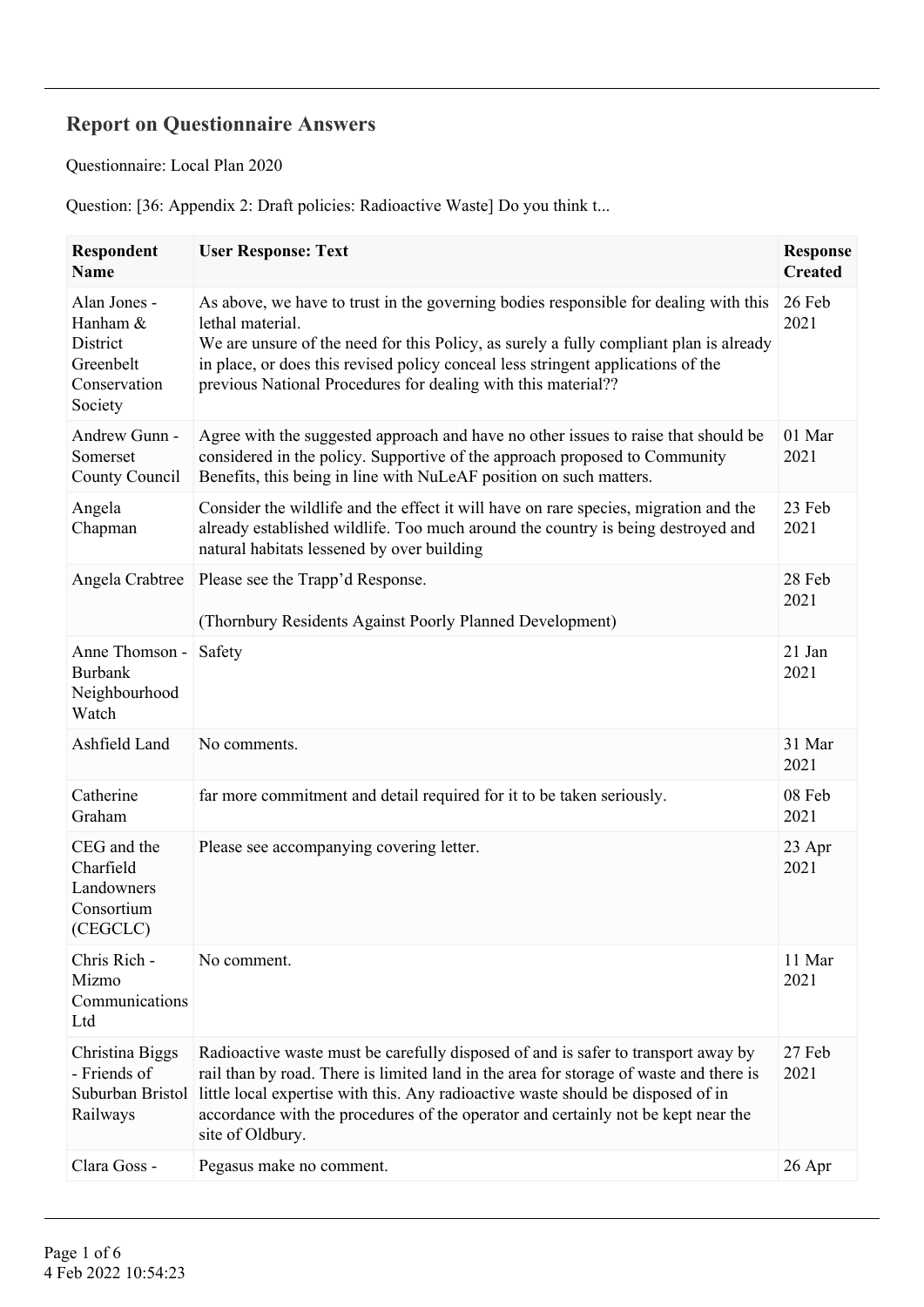## Report on Questionnaire Answers

Questionnaire: Local Plan 2020

Question: [36: Appendix 2: Draft policies: Radioactive Waste] Do you think t...

| Respondent Name | User Response: Text | Response Created |
|---|---|---|
| Alan Jones - Hanham & District Greenbelt Conservation Society | As above, we have to trust in the governing bodies responsible for dealing with this lethal material.<br>We are unsure of the need for this Policy, as surely a fully compliant plan is already in place, or does this revised policy conceal less stringent applications of the previous National Procedures for dealing with this material?? | 26 Feb 2021 |
| Andrew Gunn - Somerset County Council | Agree with the suggested approach and have no other issues to raise that should be considered in the policy. Supportive of the approach proposed to Community Benefits, this being in line with NuLeAF position on such matters. | 01 Mar 2021 |
| Angela Chapman | Consider the wildlife and the effect it will have on rare species, migration and the already established wildlife. Too much around the country is being destroyed and natural habitats lessened by over building | 23 Feb 2021 |
| Angela Crabtree | Please see the Trapp'd Response.<br><br>(Thornbury Residents Against Poorly Planned Development) | 28 Feb 2021 |
| Anne Thomson - Burbank Neighbourhood Watch | Safety | 21 Jan 2021 |
| Ashfield Land | No comments. | 31 Mar 2021 |
| Catherine Graham | far more commitment and detail required for it to be taken seriously. | 08 Feb 2021 |
| CEG and the Charfield Landowners Consortium (CEGCLC) | Please see accompanying covering letter. | 23 Apr 2021 |
| Chris Rich - Mizmo Communications Ltd | No comment. | 11 Mar 2021 |
| Christina Biggs - Friends of Suburban Bristol Railways | Radioactive waste must be carefully disposed of and is safer to transport away by rail than by road. There is limited land in the area for storage of waste and there is little local expertise with this. Any radioactive waste should be disposed of in accordance with the procedures of the operator and certainly not be kept near the site of Oldbury. | 27 Feb 2021 |
| Clara Goss - | Pegasus make no comment. | 26 Apr |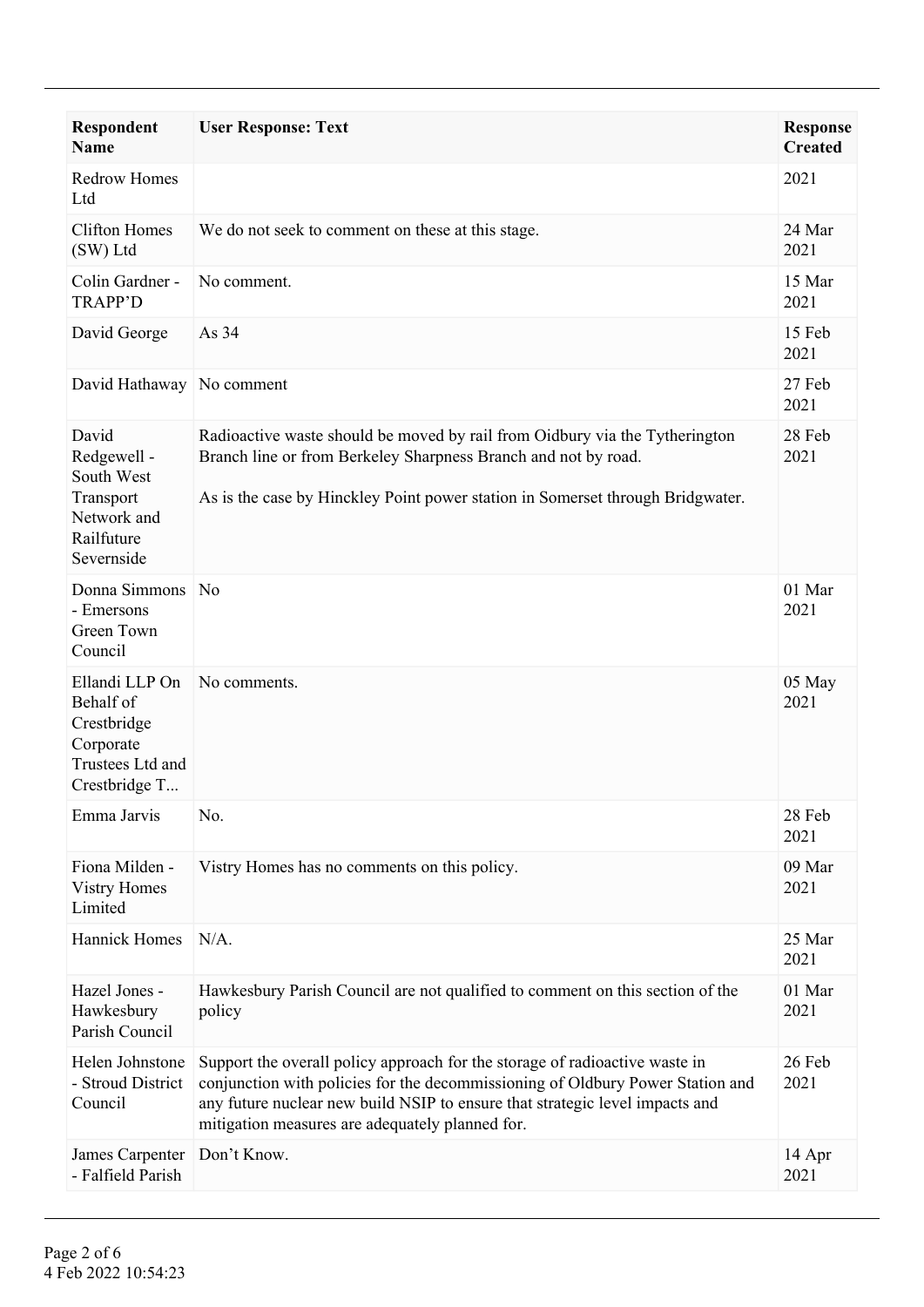| Respondent Name | User Response: Text | Response Created |
|---|---|---|
| Redrow Homes Ltd | | 2021 |
| Clifton Homes (SW) Ltd | We do not seek to comment on these at this stage. | 24 Mar 2021 |
| Colin Gardner - TRAPP'D | No comment. | 15 Mar 2021 |
| David George | As 34 | 15 Feb 2021 |
| David Hathaway | No comment | 27 Feb 2021 |
| David Redgewell - South West Transport Network and Railfuture Severnside | Radioactive waste should be moved by rail from Oidbury via the Tytherington Branch line or from Berkeley Sharpness Branch and not by road.<br><br>As is the case by Hinckley Point power station in Somerset through Bridgwater. | 28 Feb 2021 |
| Donna Simmons - Emersons Green Town Council | No | 01 Mar 2021 |
| Ellandi LLP On Behalf of Crestbridge Corporate Trustees Ltd and Crestbridge T... | No comments. | 05 May 2021 |
| Emma Jarvis | No. | 28 Feb 2021 |
| Fiona Milden - Vistry Homes Limited | Vistry Homes has no comments on this policy. | 09 Mar 2021 |
| Hannick Homes | N/A. | 25 Mar 2021 |
| Hazel Jones - Hawkesbury Parish Council | Hawkesbury Parish Council are not qualified to comment on this section of the policy | 01 Mar 2021 |
| Helen Johnstone - Stroud District Council | Support the overall policy approach for the storage of radioactive waste in conjunction with policies for the decommissioning of Oldbury Power Station and any future nuclear new build NSIP to ensure that strategic level impacts and mitigation measures are adequately planned for. | 26 Feb 2021 |
| James Carpenter - Falfield Parish | Don't Know. | 14 Apr 2021 |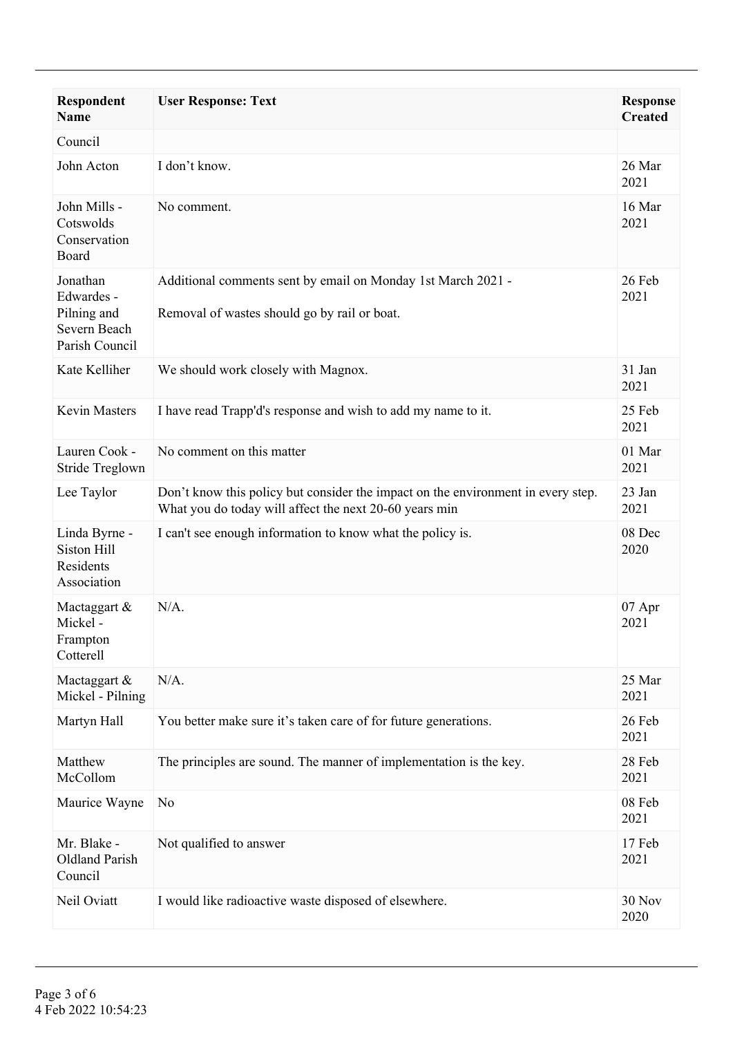| Respondent Name | User Response: Text | Response Created |
| --- | --- | --- |
| Council | | |
| John Acton | I don't know. | 26 Mar 2021 |
| John Mills - Cotswolds Conservation Board | No comment. | 16 Mar 2021 |
| Jonathan Edwardes - Pilning and Severn Beach Parish Council | Additional comments sent by email on Monday 1st March 2021 - Removal of wastes should go by rail or boat. | 26 Feb 2021 |
| Kate Kelliher | We should work closely with Magnox. | 31 Jan 2021 |
| Kevin Masters | I have read Trapp'd's response and wish to add my name to it. | 25 Feb 2021 |
| Lauren Cook - Stride Treglown | No comment on this matter | 01 Mar 2021 |
| Lee Taylor | Don't know this policy but consider the impact on the environment in every step. What you do today will affect the next 20-60 years min | 23 Jan 2021 |
| Linda Byrne - Siston Hill Residents Association | I can't see enough information to know what the policy is. | 08 Dec 2020 |
| Mactaggart & Mickel - Frampton Cotterell | N/A. | 07 Apr 2021 |
| Mactaggart & Mickel - Pilning | N/A. | 25 Mar 2021 |
| Martyn Hall | You better make sure it's taken care of for future generations. | 26 Feb 2021 |
| Matthew McCollom | The principles are sound. The manner of implementation is the key. | 28 Feb 2021 |
| Maurice Wayne | No | 08 Feb 2021 |
| Mr. Blake - Oldland Parish Council | Not qualified to answer | 17 Feb 2021 |
| Neil Oviatt | I would like radioactive waste disposed of elsewhere. | 30 Nov 2020 |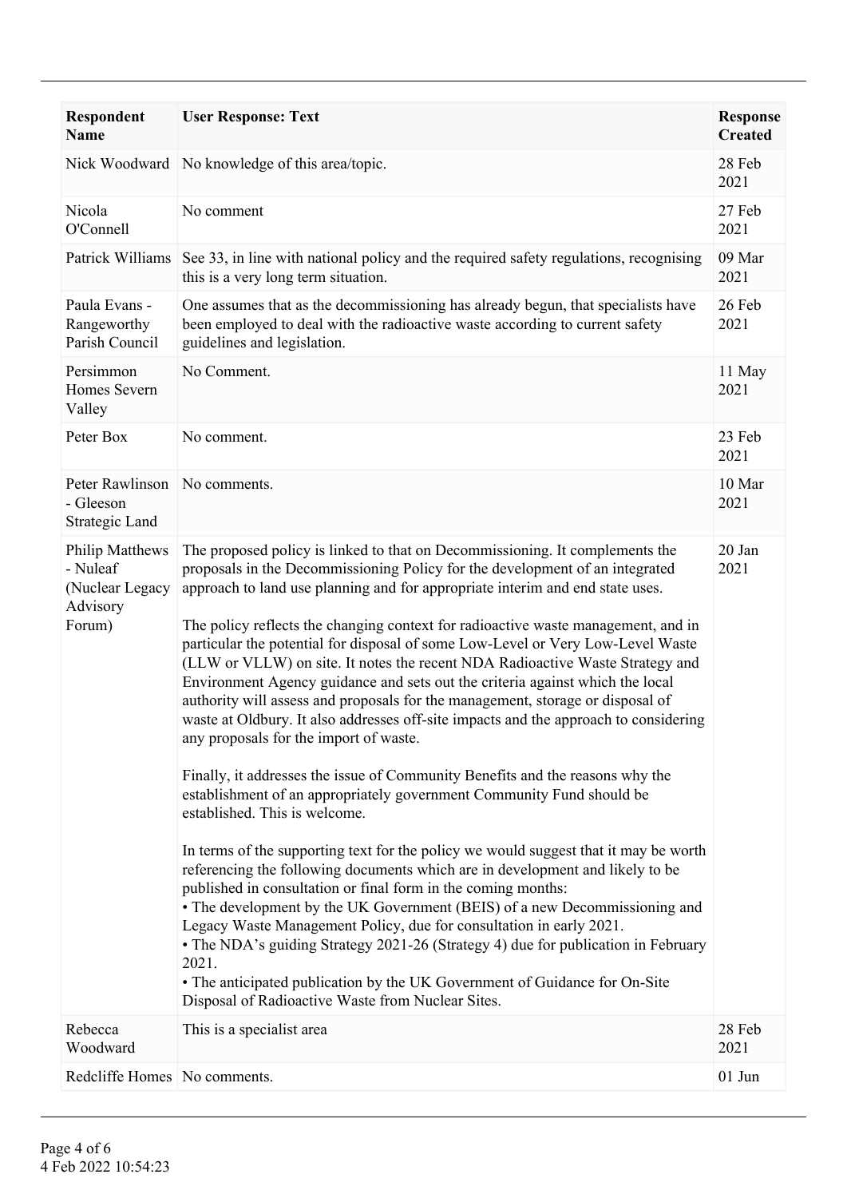| Respondent Name | User Response: Text | Response Created |
|---|---|---|
| Nick Woodward | No knowledge of this area/topic. | 28 Feb 2021 |
| Nicola O'Connell | No comment | 27 Feb 2021 |
| Patrick Williams | See 33, in line with national policy and the required safety regulations, recognising this is a very long term situation. | 09 Mar 2021 |
| Paula Evans - Rangeworthy Parish Council | One assumes that as the decommissioning has already begun, that specialists have been employed to deal with the radioactive waste according to current safety guidelines and legislation. | 26 Feb 2021 |
| Persimmon Homes Severn Valley | No Comment. | 11 May 2021 |
| Peter Box | No comment. | 23 Feb 2021 |
| Peter Rawlinson - Gleeson Strategic Land | No comments. | 10 Mar 2021 |
| Philip Matthews - Nuleaf (Nuclear Legacy Advisory Forum) | The proposed policy is linked to that on Decommissioning. It complements the proposals in the Decommissioning Policy for the development of an integrated approach to land use planning and for appropriate interim and end state uses.<br><br>The policy reflects the changing context for radioactive waste management, and in particular the potential for disposal of some Low-Level or Very Low-Level Waste (LLW or VLLW) on site. It notes the recent NDA Radioactive Waste Strategy and Environment Agency guidance and sets out the criteria against which the local authority will assess and proposals for the management, storage or disposal of waste at Oldbury. It also addresses off-site impacts and the approach to considering any proposals for the import of waste.<br><br>Finally, it addresses the issue of Community Benefits and the reasons why the establishment of an appropriately government Community Fund should be established. This is welcome.<br><br>In terms of the supporting text for the policy we would suggest that it may be worth referencing the following documents which are in development and likely to be published in consultation or final form in the coming months:<br>• The development by the UK Government (BEIS) of a new Decommissioning and Legacy Waste Management Policy, due for consultation in early 2021.<br>• The NDA's guiding Strategy 2021-26 (Strategy 4) due for publication in February 2021.<br>• The anticipated publication by the UK Government of Guidance for On-Site Disposal of Radioactive Waste from Nuclear Sites. | 20 Jan 2021 |
| Rebecca Woodward | This is a specialist area | 28 Feb 2021 |
| Redcliffe Homes | No comments. | 01 Jun |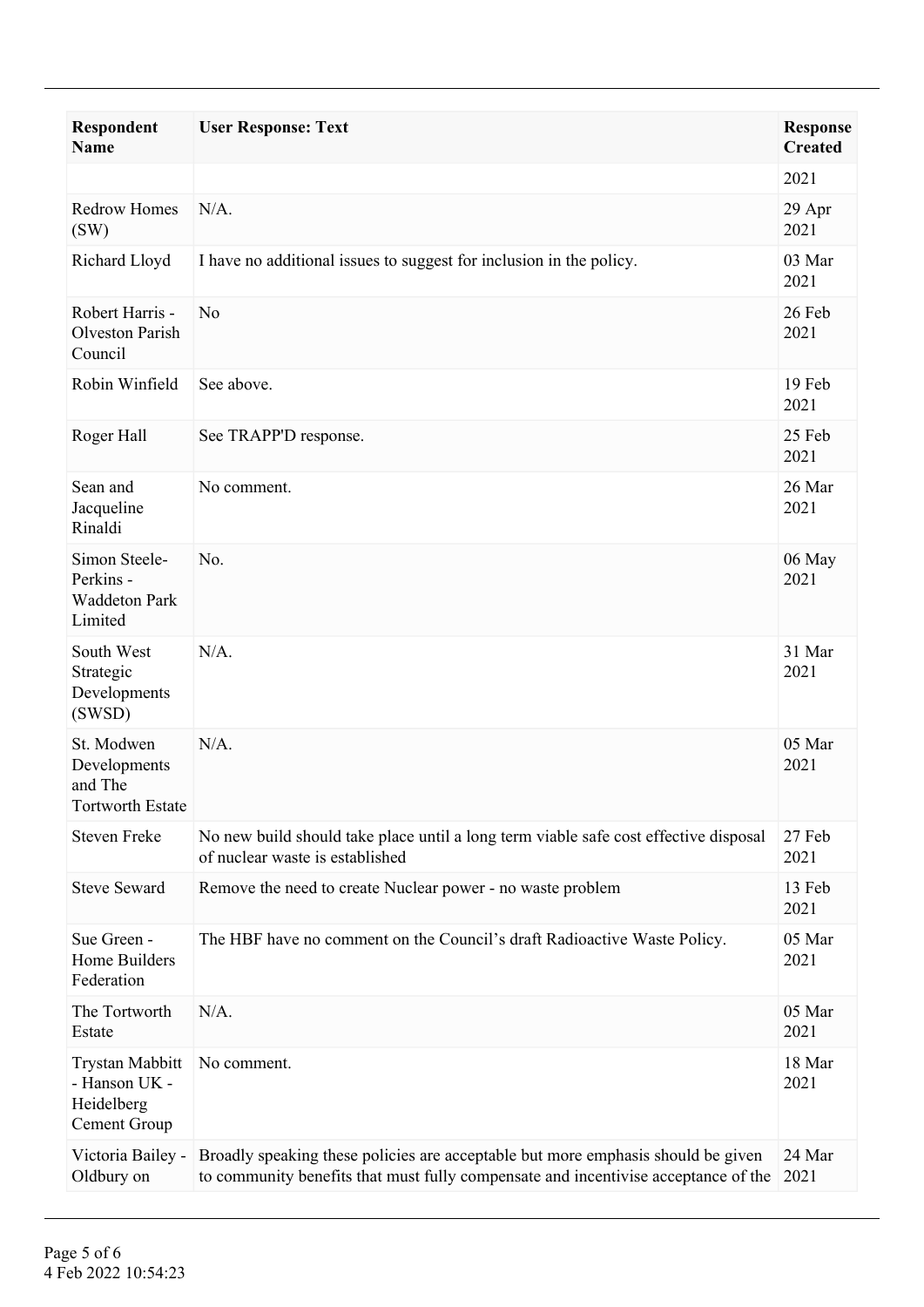| Respondent Name | User Response: Text | Response Created |
|---|---|---|
| | | 2021 |
| Redrow Homes (SW) | N/A. | 29 Apr 2021 |
| Richard Lloyd | I have no additional issues to suggest for inclusion in the policy. | 03 Mar 2021 |
| Robert Harris - Olveston Parish Council | No | 26 Feb 2021 |
| Robin Winfield | See above. | 19 Feb 2021 |
| Roger Hall | See TRAPP'D response. | 25 Feb 2021 |
| Sean and Jacqueline Rinaldi | No comment. | 26 Mar 2021 |
| Simon Steele-Perkins - Waddeton Park Limited | No. | 06 May 2021 |
| South West Strategic Developments (SWSD) | N/A. | 31 Mar 2021 |
| St. Modwen Developments and The Tortworth Estate | N/A. | 05 Mar 2021 |
| Steven Freke | No new build should take place until a long term viable safe cost effective disposal of nuclear waste is established | 27 Feb 2021 |
| Steve Seward | Remove the need to create Nuclear power - no waste problem | 13 Feb 2021 |
| Sue Green - Home Builders Federation | The HBF have no comment on the Council's draft Radioactive Waste Policy. | 05 Mar 2021 |
| The Tortworth Estate | N/A. | 05 Mar 2021 |
| Trystan Mabbitt - Hanson UK - Heidelberg Cement Group | No comment. | 18 Mar 2021 |
| Victoria Bailey - Oldbury on | Broadly speaking these policies are acceptable but more emphasis should be given to community benefits that must fully compensate and incentivise acceptance of the | 24 Mar 2021 |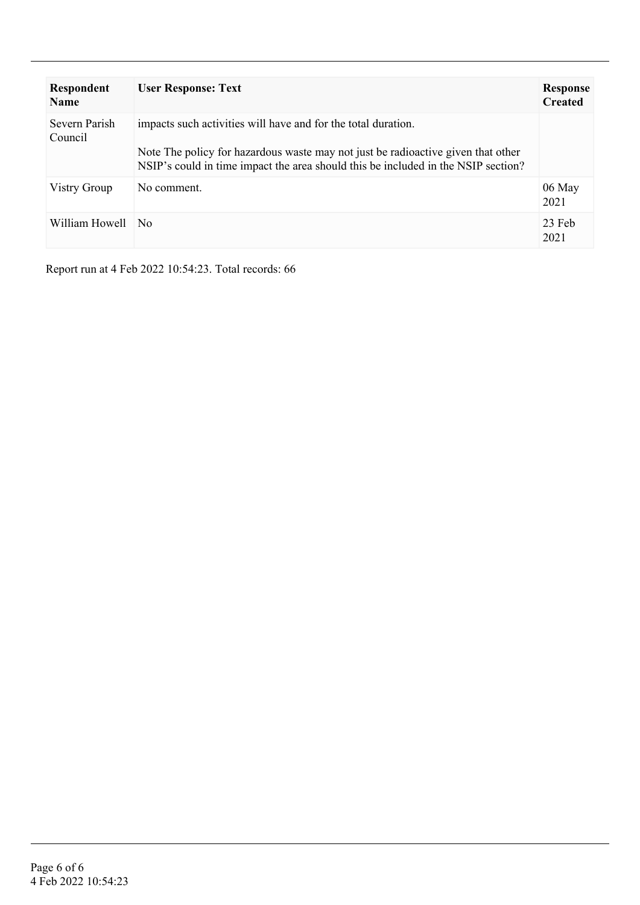| Respondent Name | User Response: Text | Response Created |
| --- | --- | --- |
| Severn Parish Council | impacts such activities will have and for the total duration.<br><br>Note The policy for hazardous waste may not just be radioactive given that other NSIP's could in time impact the area should this be included in the NSIP section? | |
| Vistry Group | No comment. | 06 May 2021 |
| William Howell | No | 23 Feb 2021 |

Report run at 4 Feb 2022 10:54:23. Total records: 66